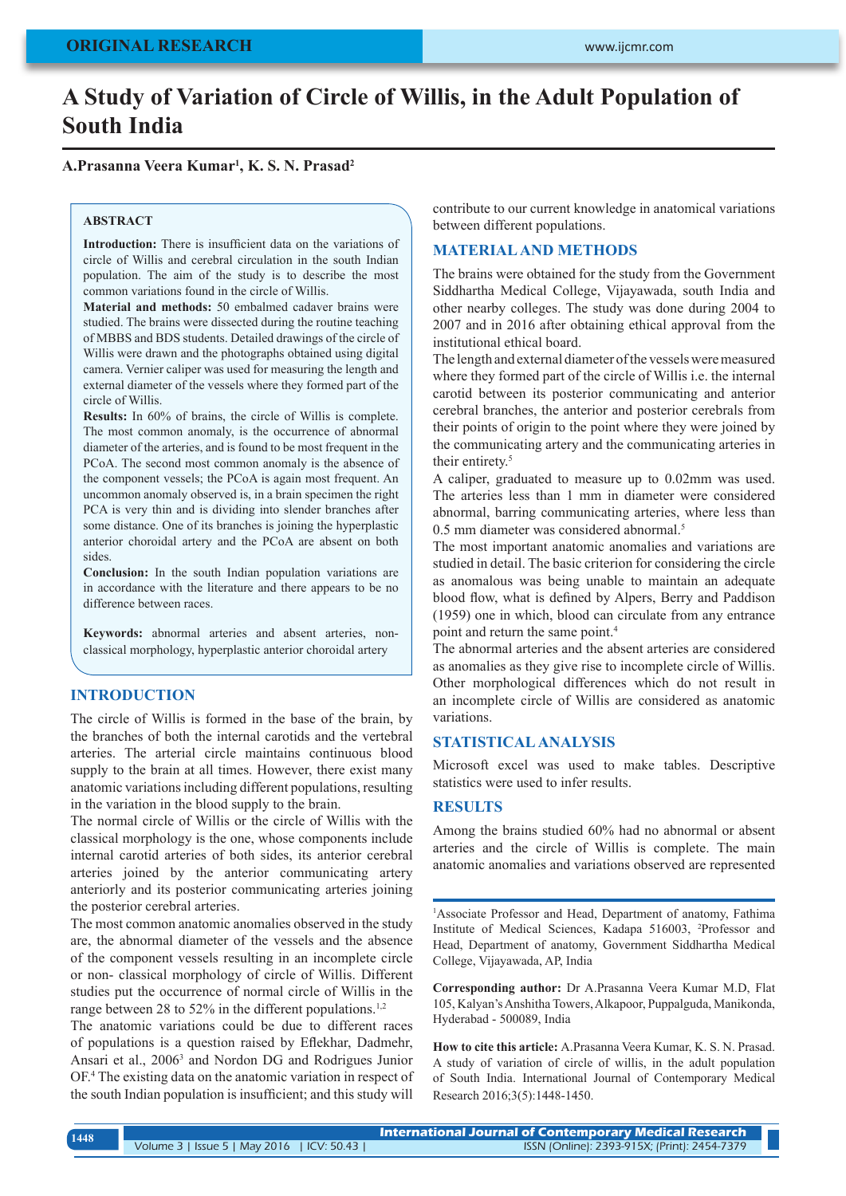ORIGINAL RESEARCH

# A Study of Variation of Circle of Willis, in the Adult Population of South India

**A.Prasanna Veera Kumar[1], K. S. N. Prasad[2]**

### ABSTRACT

**Introduction:** There is insufficient data on the variations of circle of Willis and cerebral circulation in the south Indian population. The aim of the study is to describe the most common variations found in the circle of Willis.

**Material and methods:** 50 embalmed cadaver brains were studied. The brains were dissected during the routine teaching of MBBS and BDS students. Detailed drawings of the circle of Willis were drawn and the photographs obtained using digital camera. Vernier caliper was used for measuring the length and external diameter of the vessels where they formed part of the circle of Willis.

**Results:** In 60% of brains, the circle of Willis is complete. The most common anomaly, is the occurrence of abnormal diameter of the arteries, and is found to be most frequent in the PCoA. The second most common anomaly is the absence of the component vessels; the PCoA is again most frequent. An uncommon anomaly observed is, in a brain specimen the right PCA is very thin and is dividing into slender branches after some distance. One of its branches is joining the hyperplastic anterior choroidal artery and the PCoA are absent on both sides.

**Conclusion:** In the south Indian population variations are in accordance with the literature and there appears to be no difference between races.

**Keywords:** abnormal arteries and absent arteries, non-classical morphology, hyperplastic anterior choroidal artery

## INTRODUCTION

The circle of Willis is formed in the base of the brain, by the branches of both the internal carotids and the vertebral arteries. The arterial circle maintains continuous blood supply to the brain at all times. However, there exist many anatomic variations including different populations, resulting in the variation in the blood supply to the brain.

The normal circle of Willis or the circle of Willis with the classical morphology is the one, whose components include internal carotid arteries of both sides, its anterior cerebral arteries joined by the anterior communicating artery anteriorly and its posterior communicating arteries joining the posterior cerebral arteries.

The most common anatomic anomalies observed in the study are, the abnormal diameter of the vessels and the absence of the component vessels resulting in an incomplete circle or non- classical morphology of circle of Willis. Different studies put the occurrence of normal circle of Willis in the range between 28 to 52% in the different populations.[1,2]

The anatomic variations could be due to different races of populations is a question raised by Eflekhar, Dadmehr, Ansari et al., 2006[3] and Nordon DG and Rodrigues Junior OF.[4] The existing data on the anatomic variation in respect of the south Indian population is insufficient; and this study will contribute to our current knowledge in anatomical variations between different populations.

## MATERIAL AND METHODS

The brains were obtained for the study from the Government Siddhartha Medical College, Vijayawada, south India and other nearby colleges. The study was done during 2004 to 2007 and in 2016 after obtaining ethical approval from the institutional ethical board.

The length and external diameter of the vessels were measured where they formed part of the circle of Willis i.e. the internal carotid between its posterior communicating and anterior cerebral branches, the anterior and posterior cerebrals from their points of origin to the point where they were joined by the communicating artery and the communicating arteries in their entirety.[5]

A caliper, graduated to measure up to 0.02mm was used. The arteries less than 1 mm in diameter were considered abnormal, barring communicating arteries, where less than 0.5 mm diameter was considered abnormal.[5]

The most important anatomic anomalies and variations are studied in detail. The basic criterion for considering the circle as anomalous was being unable to maintain an adequate blood flow, what is defined by Alpers, Berry and Paddison (1959) one in which, blood can circulate from any entrance point and return the same point.[4]

The abnormal arteries and the absent arteries are considered as anomalies as they give rise to incomplete circle of Willis. Other morphological differences which do not result in an incomplete circle of Willis are considered as anatomic variations.

## STATISTICAL ANALYSIS

Microsoft excel was used to make tables. Descriptive statistics were used to infer results.

## RESULTS

Among the brains studied 60% had no abnormal or absent arteries and the circle of Willis is complete. The main anatomic anomalies and variations observed are represented

---

[1]Associate Professor and Head, Department of anatomy, Fathima Institute of Medical Sciences, Kadapa 516003, [2]Professor and Head, Department of anatomy, Government Siddhartha Medical College, Vijayawada, AP, India

**Corresponding author:** Dr A.Prasanna Veera Kumar M.D, Flat 105, Kalyan's Anshitha Towers, Alkapoor, Puppalguda, Manikonda, Hyderabad - 500089, India

**How to cite this article:** A.Prasanna Veera Kumar, K. S. N. Prasad. A study of variation of circle of willis, in the adult population of South India. International Journal of Contemporary Medical Research 2016;3(5):1448-1450.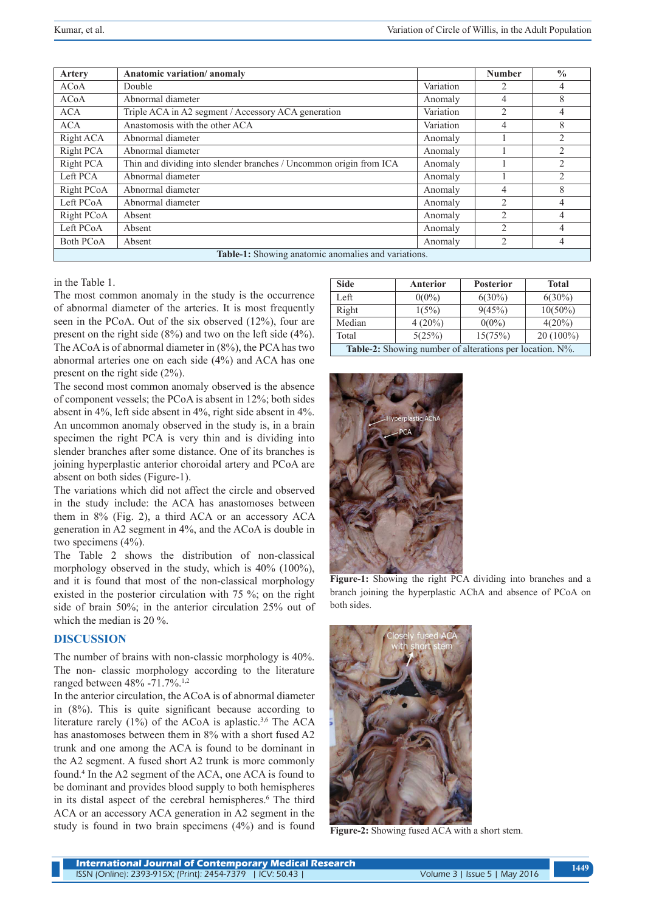| Artery | Anatomic variation/ anomaly | | Number | % |
|---|---|---|---|---|
| ACoA | Double | Variation | 2 | 4 |
| ACoA | Abnormal diameter | Anomaly | 4 | 8 |
| ACA | Triple ACA in A2 segment / Accessory ACA generation | Variation | 2 | 4 |
| ACA | Anastomosis with the other ACA | Variation | 4 | 8 |
| Right ACA | Abnormal diameter | Anomaly | 1 | 2 |
| Right PCA | Abnormal diameter | Anomaly | 1 | 2 |
| Right PCA | Thin and dividing into slender branches / Uncommon origin from ICA | Anomaly | 1 | 2 |
| Left PCA | Abnormal diameter | Anomaly | 1 | 2 |
| Right PCoA | Abnormal diameter | Anomaly | 4 | 8 |
| Left PCoA | Abnormal diameter | Anomaly | 2 | 4 |
| Right PCoA | Absent | Anomaly | 2 | 4 |
| Left PCoA | Absent | Anomaly | 2 | 4 |
| Both PCoA | Absent | Anomaly | 2 | 4 |

**Table-1:** Showing anatomic anomalies and variations.

in the Table 1.

The most common anomaly in the study is the occurrence of abnormal diameter of the arteries. It is most frequently seen in the PCoA. Out of the six observed (12%), four are present on the right side (8%) and two on the left side (4%). The ACoA is of abnormal diameter in (8%), the PCA has two abnormal arteries one on each side (4%) and ACA has one present on the right side (2%).

The second most common anomaly observed is the absence of component vessels; the PCoA is absent in 12%; both sides absent in 4%, left side absent in 4%, right side absent in 4%. An uncommon anomaly observed in the study is, in a brain specimen the right PCA is very thin and is dividing into slender branches after some distance. One of its branches is joining hyperplastic anterior choroidal artery and PCoA are absent on both sides (Figure-1).

The variations which did not affect the circle and observed in the study include: the ACA has anastomoses between them in 8% (Fig. 2), a third ACA or an accessory ACA generation in A2 segment in 4%, and the ACoA is double in two specimens (4%).

The Table 2 shows the distribution of non-classical morphology observed in the study, which is 40% (100%), and it is found that most of the non-classical morphology existed in the posterior circulation with 75 %; on the right side of brain 50%; in the anterior circulation 25% out of which the median is 20 %.

| Side | Anterior | Posterior | Total |
|---|---|---|---|
| Left | 0(0%) | 6(30%) | 6(30%) |
| Right | 1(5%) | 9(45%) | 10(50%) |
| Median | 4 (20%) | 0(0%) | 4(20%) |
| Total | 5(25%) | 15(75%) | 20 (100%) |

**Table-2:** Showing number of alterations per location. N%.

**Figure-1:** Showing the right PCA dividing into branches and a branch joining the hyperplastic AChA and absence of PCoA on both sides.

**Figure-2:** Showing fused ACA with a short stem.

## DISCUSSION

The number of brains with non-classic morphology is 40%. The non- classic morphology according to the literature ranged between 48% -71.7%.[1,2]

In the anterior circulation, the ACoA is of abnormal diameter in (8%). This is quite significant because according to literature rarely (1%) of the ACoA is aplastic.[3,6] The ACA has anastomoses between them in 8% with a short fused A2 trunk and one among the ACA is found to be dominant in the A2 segment. A fused short A2 trunk is more commonly found.[4] In the A2 segment of the ACA, one ACA is found to be dominant and provides blood supply to both hemispheres in its distal aspect of the cerebral hemispheres.[6] The third ACA or an accessory ACA generation in A2 segment in the study is found in two brain specimens (4%) and is found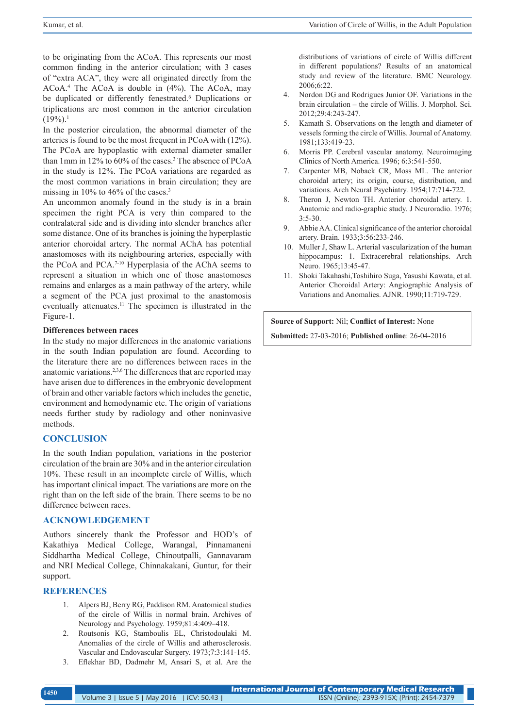to be originating from the ACoA. This represents our most common finding in the anterior circulation; with 3 cases of "extra ACA", they were all originated directly from the ACoA.[4] The ACoA is double in (4%). The ACoA, may be duplicated or differently fenestrated.[6] Duplications or triplications are most common in the anterior circulation (19%).[1]

In the posterior circulation, the abnormal diameter of the arteries is found to be the most frequent in PCoA with (12%). The PCoA are hypoplastic with external diameter smaller than 1mm in 12% to 60% of the cases.[3] The absence of PCoA in the study is 12%. The PCoA variations are regarded as the most common variations in brain circulation; they are missing in 10% to 46% of the cases.[3]

An uncommon anomaly found in the study is in a brain specimen the right PCA is very thin compared to the contralateral side and is dividing into slender branches after some distance. One of its branches is joining the hyperplastic anterior choroidal artery. The normal AChA has potential anastomoses with its neighbouring arteries, especially with the PCoA and PCA.[7-10] Hyperplasia of the AChA seems to represent a situation in which one of those anastomoses remains and enlarges as a main pathway of the artery, while a segment of the PCA just proximal to the anastomosis eventually attenuates.[11] The specimen is illustrated in the Figure-1.

### Differences between races

In the study no major differences in the anatomic variations in the south Indian population are found. According to the literature there are no differences between races in the anatomic variations.[2,3,6] The differences that are reported may have arisen due to differences in the embryonic development of brain and other variable factors which includes the genetic, environment and hemodynamic etc. The origin of variations needs further study by radiology and other noninvasive methods.

## CONCLUSION

In the south Indian population, variations in the posterior circulation of the brain are 30% and in the anterior circulation 10%. These result in an incomplete circle of Willis, which has important clinical impact. The variations are more on the right than on the left side of the brain. There seems to be no difference between races.

## ACKNOWLEDGEMENT

Authors sincerely thank the Professor and HOD's of Kakathiya Medical College, Warangal, Pinnamaneni Siddhartha Medical College, Chinoutpalli, Gannavaram and NRI Medical College, Chinnakakani, Guntur, for their support.

## REFERENCES

1. Alpers BJ, Berry RG, Paddison RM. Anatomical studies of the circle of Willis in normal brain. Archives of Neurology and Psychology. 1959;81:4:409–418.
2. Routsonis KG, Stamboulis EL, Christodoulaki M. Anomalies of the circle of Willis and atherosclerosis. Vascular and Endovascular Surgery. 1973;7:3:141-145.
3. Eflekhar BD, Dadmehr M, Ansari S, et al. Are the distributions of variations of circle of Willis different in different populations? Results of an anatomical study and review of the literature. BMC Neurology. 2006;6:22.
4. Nordon DG and Rodrigues Junior OF. Variations in the brain circulation – the circle of Willis. J. Morphol. Sci. 2012;29:4:243-247.
5. Kamath S. Observations on the length and diameter of vessels forming the circle of Willis. Journal of Anatomy. 1981;133:419-23.
6. Morris PP. Cerebral vascular anatomy. Neuroimaging Clinics of North America. 1996; 6:3:541-550.
7. Carpenter MB, Noback CR, Moss ML. The anterior choroidal artery; its origin, course, distribution, and variations. Arch Neural Psychiatry. 1954;17:714-722.
8. Theron J, Newton TH. Anterior choroidal artery. 1. Anatomic and radio-graphic study. J Neuroradio. 1976; 3:5-30.
9. Abbie AA. Clinical significance of the anterior choroidal artery. Brain. 1933;3:56:233-246.
10. Muller J, Shaw L. Arterial vascularization of the human hippocampus: 1. Extracerebral relationships. Arch Neuro. 1965;13:45-47.
11. Shoki Takahashi,Toshihiro Suga, Yasushi Kawata, et al. Anterior Choroidal Artery: Angiographic Analysis of Variations and Anomalies. AJNR. 1990;11:719-729.

**Source of Support:** Nil; **Conflict of Interest:** None

**Submitted:** 27-03-2016; **Published online**: 26-04-2016